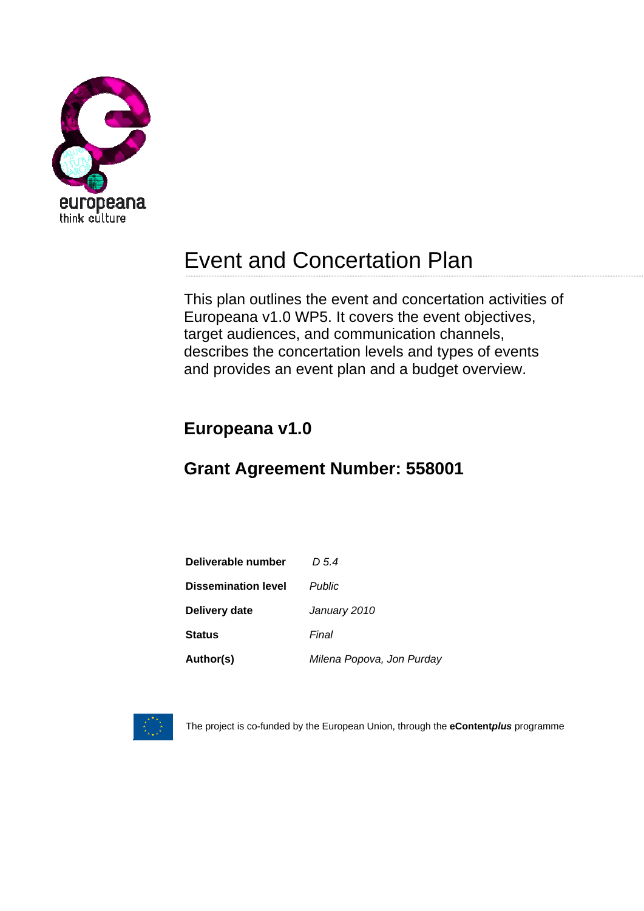europeana
think culture

# Event and Concertation Plan

This plan outlines the event and concertation activities of Europeana v1.0 WP5. It covers the event objectives, target audiences, and communication channels, describes the concertation levels and types of events and provides an event plan and a budget overview.

## Europeana v1.0

## Grant Agreement Number: 558001

| | |
|---|---|
| **Deliverable number** | *D 5.4* |
| **Dissemination level** | *Public* |
| **Delivery date** | *January 2010* |
| **Status** | *Final* |
| **Author(s)** | *Milena Popova, Jon Purday* |

The project is co-funded by the European Union, through the **eContent*plus*** programme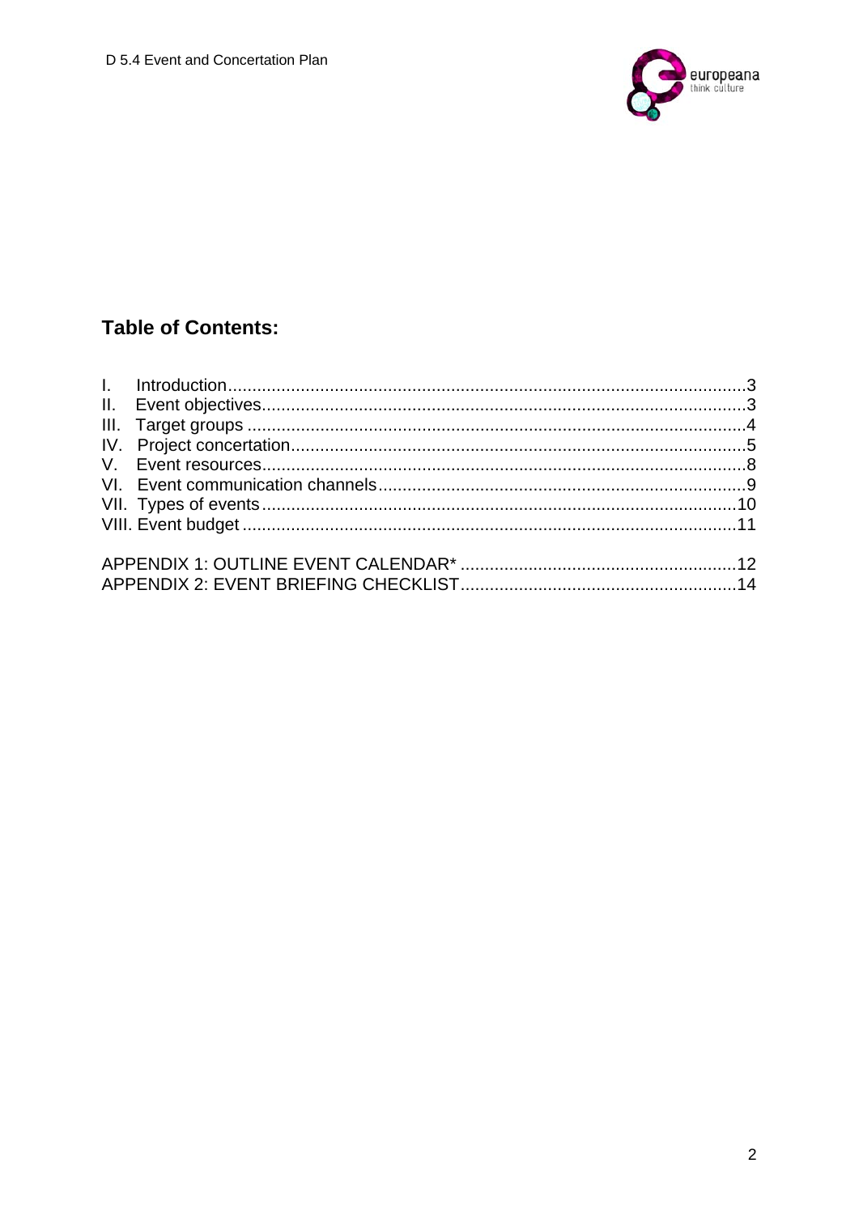## Table of Contents:

I. Introduction........................................................................................................3
II. Event objectives..................................................................................................3
III. Target groups .....................................................................................................4
IV. Project concertation............................................................................................5
V. Event resources..................................................................................................8
VI. Event communication channels...........................................................................9
VII. Types of events.................................................................................................10
VIII. Event budget ....................................................................................................11

APPENDIX 1: OUTLINE EVENT CALENDAR* ........................................................12
APPENDIX 2: EVENT BRIEFING CHECKLIST.........................................................14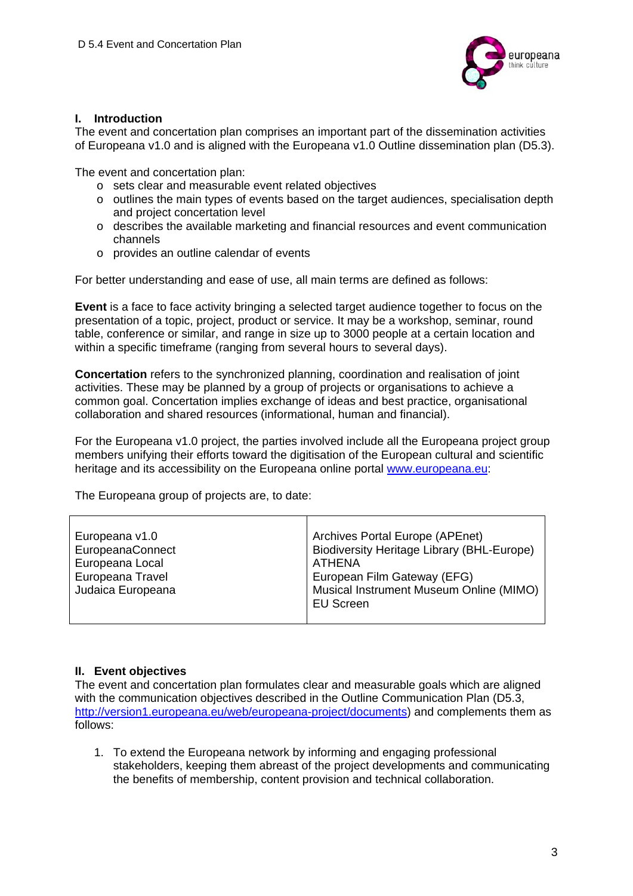## I. Introduction

The event and concertation plan comprises an important part of the dissemination activities of Europeana v1.0 and is aligned with the Europeana v1.0 Outline dissemination plan (D5.3).

The event and concertation plan:

- sets clear and measurable event related objectives
- outlines the main types of events based on the target audiences, specialisation depth and project concertation level
- describes the available marketing and financial resources and event communication channels
- provides an outline calendar of events

For better understanding and ease of use, all main terms are defined as follows:

**Event** is a face to face activity bringing a selected target audience together to focus on the presentation of a topic, project, product or service. It may be a workshop, seminar, round table, conference or similar, and range in size up to 3000 people at a certain location and within a specific timeframe (ranging from several hours to several days).

**Concertation** refers to the synchronized planning, coordination and realisation of joint activities. These may be planned by a group of projects or organisations to achieve a common goal. Concertation implies exchange of ideas and best practice, organisational collaboration and shared resources (informational, human and financial).

For the Europeana v1.0 project, the parties involved include all the Europeana project group members unifying their efforts toward the digitisation of the European cultural and scientific heritage and its accessibility on the Europeana online portal www.europeana.eu:

The Europeana group of projects are, to date:

| | |
|---|---|
| Europeana v1.0<br>EuropeanaConnect<br>Europeana Local<br>Europeana Travel<br>Judaica Europeana | Archives Portal Europe (APEnet)<br>Biodiversity Heritage Library (BHL-Europe)<br>ATHENA<br>European Film Gateway (EFG)<br>Musical Instrument Museum Online (MIMO)<br>EU Screen |

## II. Event objectives

The event and concertation plan formulates clear and measurable goals which are aligned with the communication objectives described in the Outline Communication Plan (D5.3, http://version1.europeana.eu/web/europeana-project/documents) and complements them as follows:

1. To extend the Europeana network by informing and engaging professional stakeholders, keeping them abreast of the project developments and communicating the benefits of membership, content provision and technical collaboration.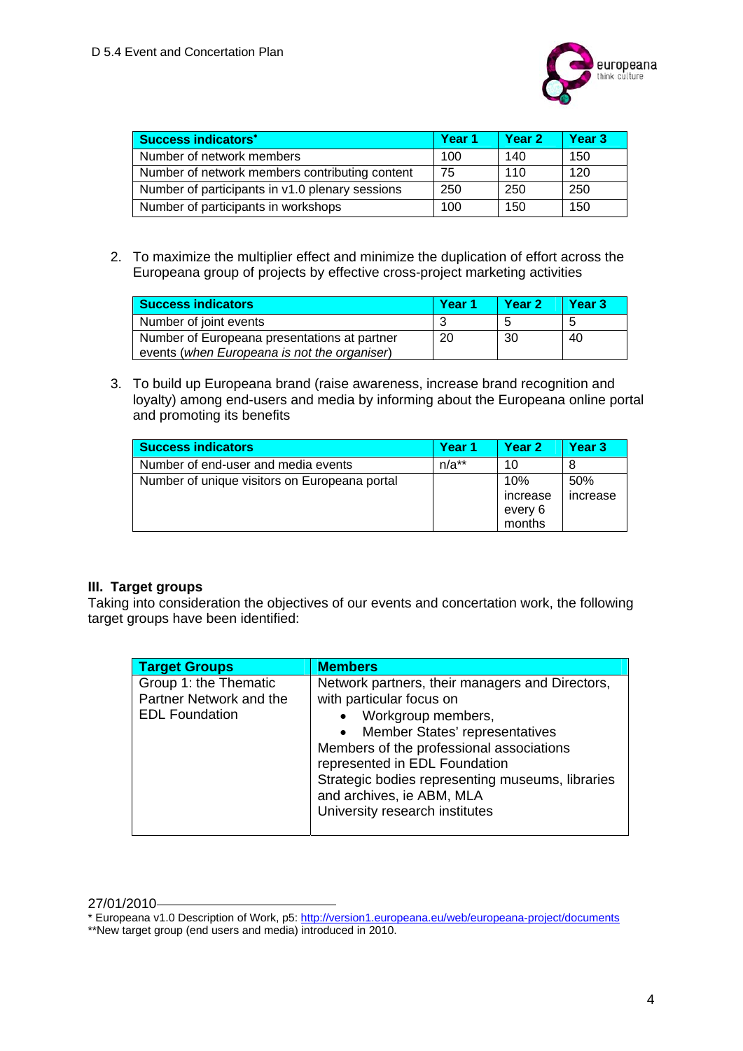| Success indicators* | Year 1 | Year 2 | Year 3 |
|---|---|---|---|
| Number of network members | 100 | 140 | 150 |
| Number of network members contributing content | 75 | 110 | 120 |
| Number of participants in v1.0 plenary sessions | 250 | 250 | 250 |
| Number of participants in workshops | 100 | 150 | 150 |

2. To maximize the multiplier effect and minimize the duplication of effort across the Europeana group of projects by effective cross-project marketing activities

| Success indicators | Year 1 | Year 2 | Year 3 |
|---|---|---|---|
| Number of joint events | 3 | 5 | 5 |
| Number of Europeana presentations at partner events (*when Europeana is not the organiser*) | 20 | 30 | 40 |

3. To build up Europeana brand (raise awareness, increase brand recognition and loyalty) among end-users and media by informing about the Europeana online portal and promoting its benefits

| Success indicators | Year 1 | Year 2 | Year 3 |
|---|---|---|---|
| Number of end-user and media events | n/a** | 10 | 8 |
| Number of unique visitors on Europeana portal | | 10% increase every 6 months | 50% increase |

### III. Target groups

Taking into consideration the objectives of our events and concertation work, the following target groups have been identified:

| Target Groups | Members |
|---|---|
| Group 1: the Thematic Partner Network and the EDL Foundation | Network partners, their managers and Directors, with particular focus on<br>• Workgroup members,<br>• Member States' representatives<br>Members of the professional associations represented in EDL Foundation<br>Strategic bodies representing museums, libraries and archives, ie ABM, MLA<br>University research institutes |

27/01/2010

* Europeana v1.0 Description of Work, p5: http://version1.europeana.eu/web/europeana-project/documents

**New target group (end users and media) introduced in 2010.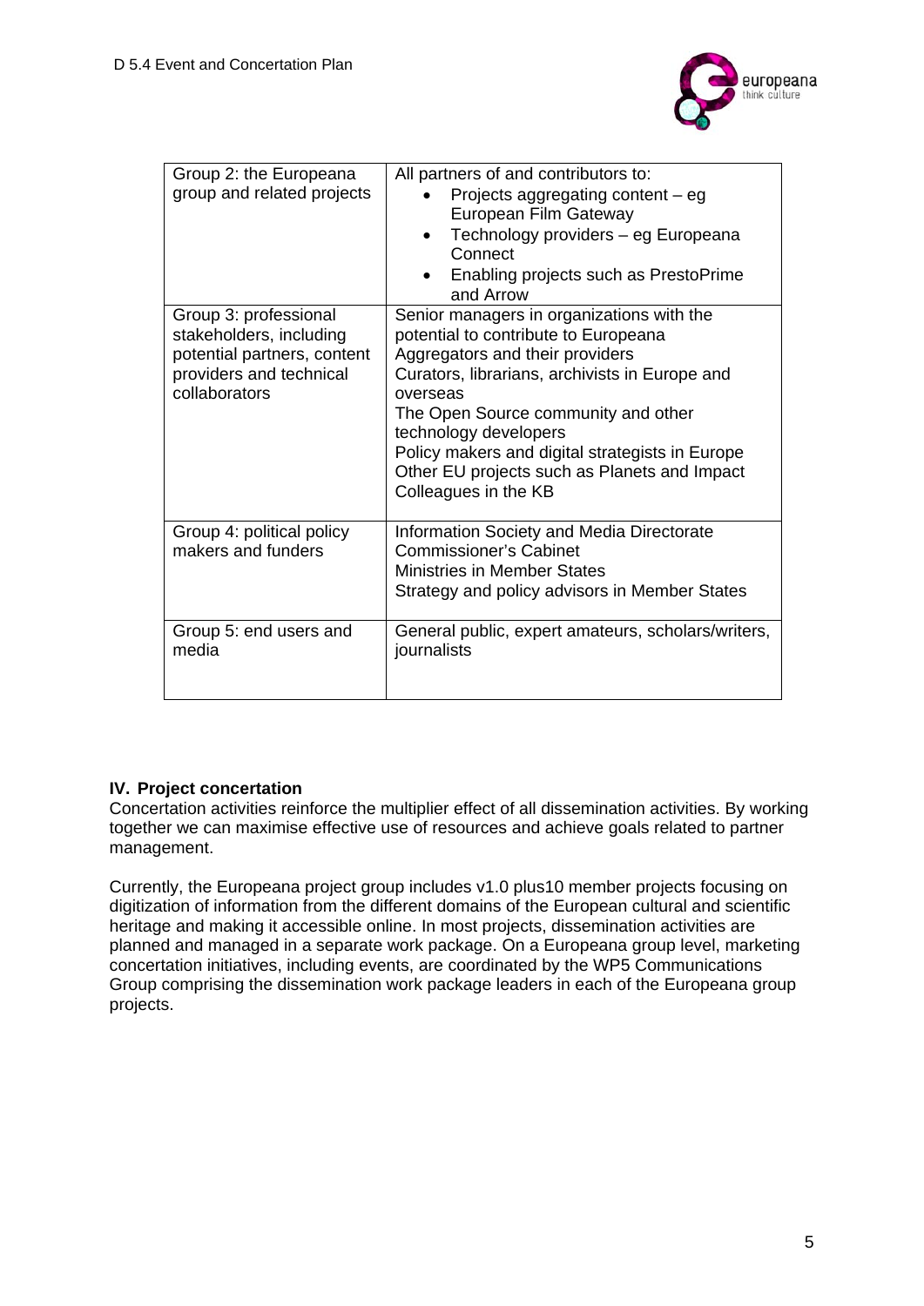| Group 2: the Europeana group and related projects | All partners of and contributors to:<br>• Projects aggregating content – eg European Film Gateway<br>• Technology providers – eg Europeana Connect<br>• Enabling projects such as PrestoPrime and Arrow |
|---|---|
| Group 3: professional stakeholders, including potential partners, content providers and technical collaborators | Senior managers in organizations with the potential to contribute to Europeana<br>Aggregators and their providers<br>Curators, librarians, archivists in Europe and overseas<br>The Open Source community and other technology developers<br>Policy makers and digital strategists in Europe<br>Other EU projects such as Planets and Impact<br>Colleagues in the KB |
| Group 4: political policy makers and funders | Information Society and Media Directorate<br>Commissioner's Cabinet<br>Ministries in Member States<br>Strategy and policy advisors in Member States |
| Group 5: end users and media | General public, expert amateurs, scholars/writers, journalists |

## IV. Project concertation

Concertation activities reinforce the multiplier effect of all dissemination activities. By working together we can maximise effective use of resources and achieve goals related to partner management.

Currently, the Europeana project group includes v1.0 plus10 member projects focusing on digitization of information from the different domains of the European cultural and scientific heritage and making it accessible online. In most projects, dissemination activities are planned and managed in a separate work package. On a Europeana group level, marketing concertation initiatives, including events, are coordinated by the WP5 Communications Group comprising the dissemination work package leaders in each of the Europeana group projects.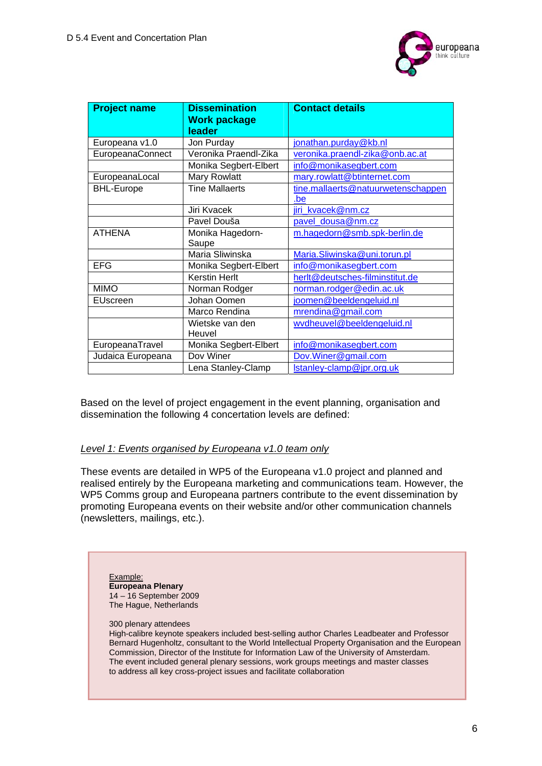| Project name | Dissemination Work package leader | Contact details |
|---|---|---|
| Europeana v1.0 | Jon Purday | jonathan.purday@kb.nl |
| EuropeanaConnect | Veronika Praendl-Zika | veronika.praendl-zika@onb.ac.at |
| | Monika Segbert-Elbert | info@monikasegbert.com |
| EuropeanaLocal | Mary Rowlatt | mary.rowlatt@btinternet.com |
| BHL-Europe | Tine Mallaerts | tine.mallaerts@natuurwetenschappen.be |
| | Jiri Kvacek | jiri_kvacek@nm.cz |
| | Pavel Douša | pavel_dousa@nm.cz |
| ATHENA | Monika Hagedorn-Saupe | m.hagedorn@smb.spk-berlin.de |
| | Maria Sliwinska | Maria.Sliwinska@uni.torun.pl |
| EFG | Monika Segbert-Elbert | info@monikasegbert.com |
| | Kerstin Herlt | herlt@deutsches-filminstitut.de |
| MIMO | Norman Rodger | norman.rodger@edin.ac.uk |
| EUscreen | Johan Oomen | joomen@beeldengeluid.nl |
| | Marco Rendina | mrendina@gmail.com |
| | Wietske van den Heuvel | wvdheuvel@beeldengeluid.nl |
| EuropeanaTravel | Monika Segbert-Elbert | info@monikasegbert.com |
| Judaica Europeana | Dov Winer | Dov.Winer@gmail.com |
| | Lena Stanley-Clamp | lstanley-clamp@jpr.org.uk |

Based on the level of project engagement in the event planning, organisation and dissemination the following 4 concertation levels are defined:

*Level 1: Events organised by Europeana v1.0 team only*

These events are detailed in WP5 of the Europeana v1.0 project and planned and realised entirely by the Europeana marketing and communications team. However, the WP5 Comms group and Europeana partners contribute to the event dissemination by promoting Europeana events on their website and/or other communication channels (newsletters, mailings, etc.).

Example:
**Europeana Plenary**
14 – 16 September 2009
The Hague, Netherlands

300 plenary attendees
High-calibre keynote speakers included best-selling author Charles Leadbeater and Professor Bernard Hugenholtz, consultant to the World Intellectual Property Organisation and the European Commission, Director of the Institute for Information Law of the University of Amsterdam.
The event included general plenary sessions, work groups meetings and master classes to address all key cross-project issues and facilitate collaboration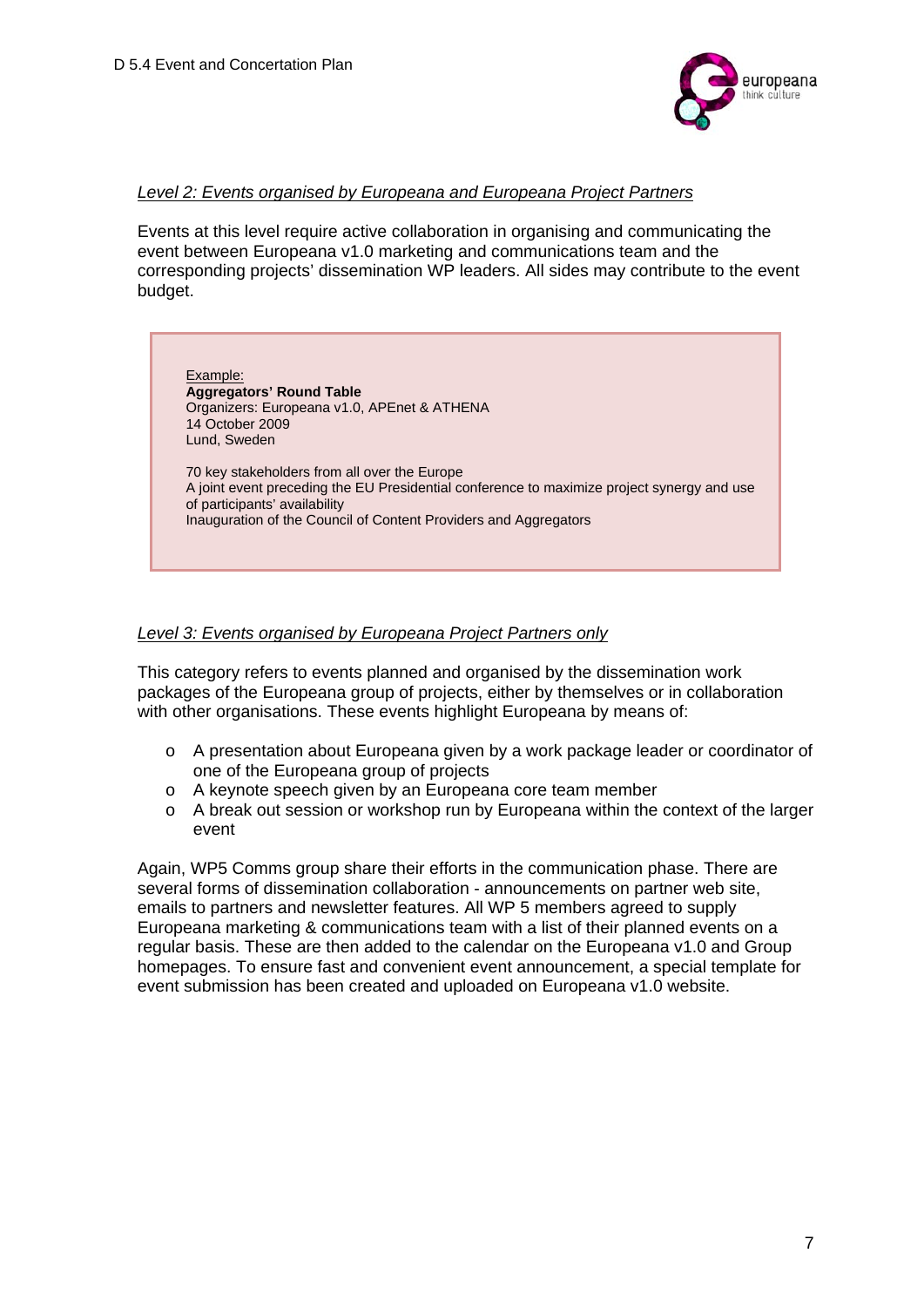*Level 2: Events organised by Europeana and Europeana Project Partners*

Events at this level require active collaboration in organising and communicating the event between Europeana v1.0 marketing and communications team and the corresponding projects' dissemination WP leaders. All sides may contribute to the event budget.

> Example:
> **Aggregators' Round Table**
> Organizers: Europeana v1.0, APEnet & ATHENA
> 14 October 2009
> Lund, Sweden
>
> 70 key stakeholders from all over the Europe
> A joint event preceding the EU Presidential conference to maximize project synergy and use of participants' availability
> Inauguration of the Council of Content Providers and Aggregators

*Level 3: Events organised by Europeana Project Partners only*

This category refers to events planned and organised by the dissemination work packages of the Europeana group of projects, either by themselves or in collaboration with other organisations. These events highlight Europeana by means of:

- A presentation about Europeana given by a work package leader or coordinator of one of the Europeana group of projects
- A keynote speech given by an Europeana core team member
- A break out session or workshop run by Europeana within the context of the larger event

Again, WP5 Comms group share their efforts in the communication phase. There are several forms of dissemination collaboration - announcements on partner web site, emails to partners and newsletter features. All WP 5 members agreed to supply Europeana marketing & communications team with a list of their planned events on a regular basis. These are then added to the calendar on the Europeana v1.0 and Group homepages. To ensure fast and convenient event announcement, a special template for event submission has been created and uploaded on Europeana v1.0 website.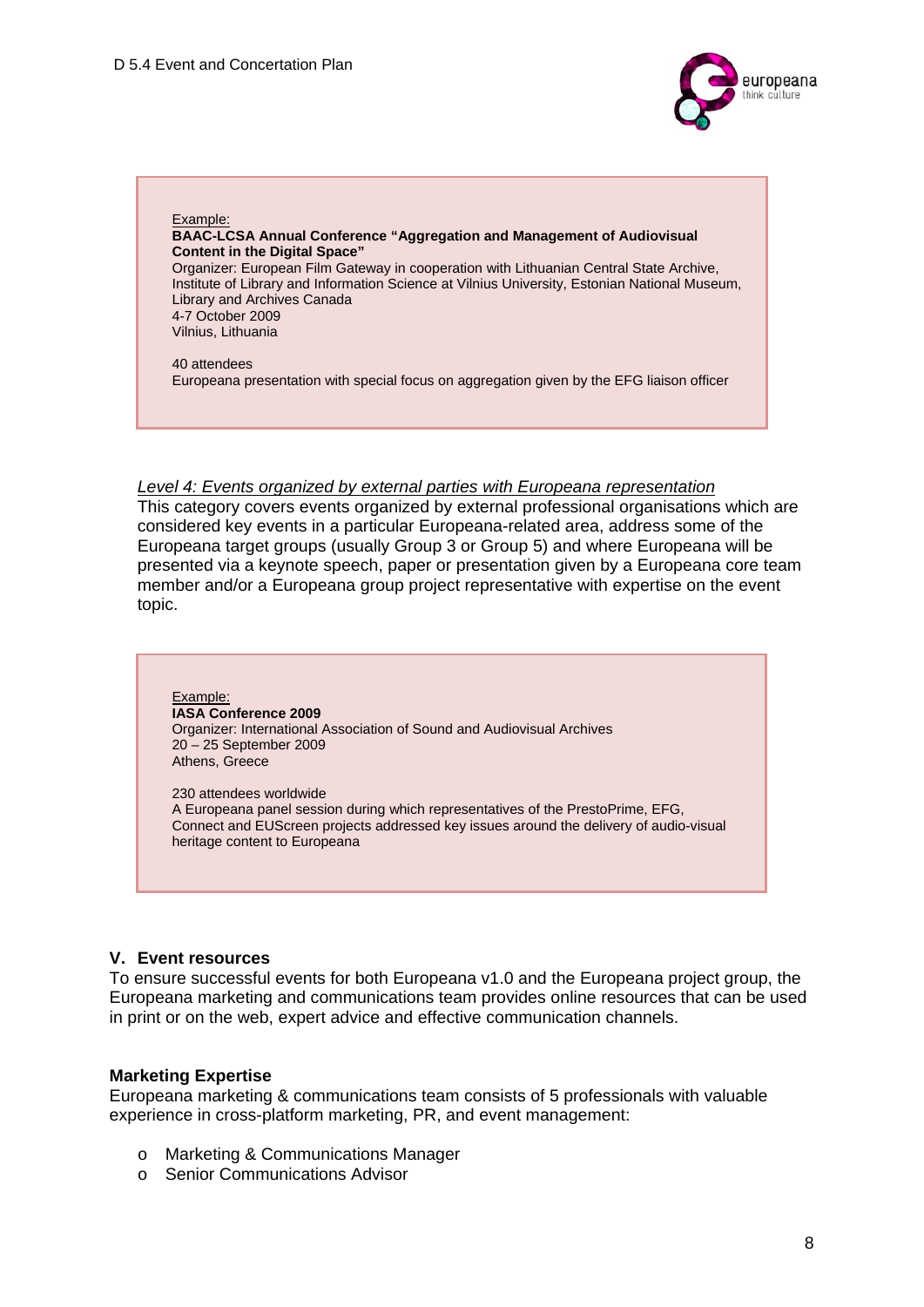<u>Example:</u>
**BAAC-LCSA Annual Conference "Aggregation and Management of Audiovisual Content in the Digital Space"**
Organizer: European Film Gateway in cooperation with Lithuanian Central State Archive, Institute of Library and Information Science at Vilnius University, Estonian National Museum, Library and Archives Canada
4-7 October 2009
Vilnius, Lithuania

40 attendees
Europeana presentation with special focus on aggregation given by the EFG liaison officer

*<u>Level 4: Events organized by external parties with Europeana representation</u>*
This category covers events organized by external professional organisations which are considered key events in a particular Europeana-related area, address some of the Europeana target groups (usually Group 3 or Group 5) and where Europeana will be presented via a keynote speech, paper or presentation given by a Europeana core team member and/or a Europeana group project representative with expertise on the event topic.

<u>Example:</u>
**IASA Conference 2009**
Organizer: International Association of Sound and Audiovisual Archives
20 – 25 September 2009
Athens, Greece

230 attendees worldwide
A Europeana panel session during which representatives of the PrestoPrime, EFG, Connect and EUScreen projects addressed key issues around the delivery of audio-visual heritage content to Europeana

## V. Event resources

To ensure successful events for both Europeana v1.0 and the Europeana project group, the Europeana marketing and communications team provides online resources that can be used in print or on the web, expert advice and effective communication channels.

### Marketing Expertise

Europeana marketing & communications team consists of 5 professionals with valuable experience in cross-platform marketing, PR, and event management:

- Marketing & Communications Manager
- Senior Communications Advisor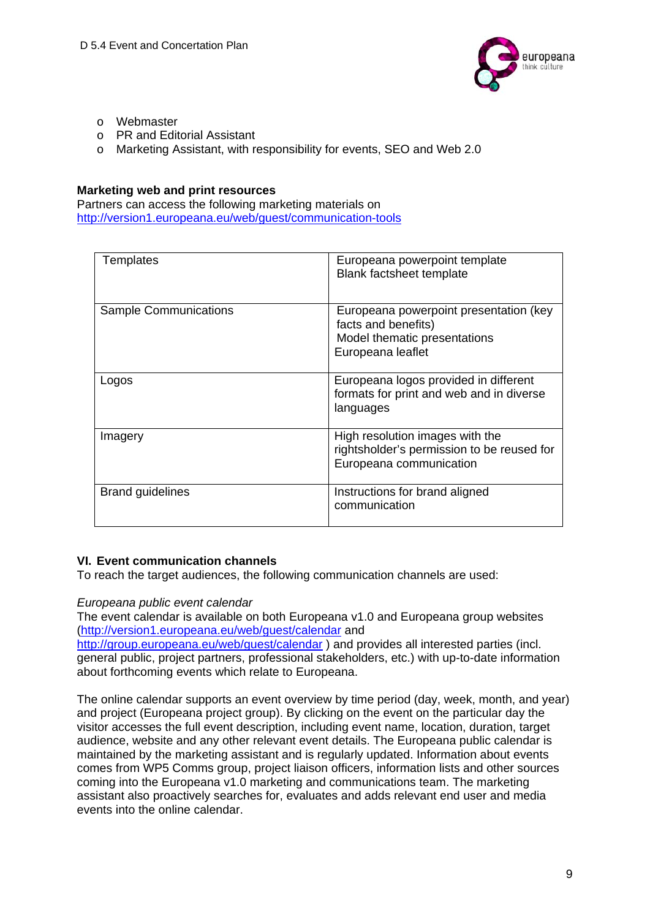- Webmaster
- PR and Editorial Assistant
- Marketing Assistant, with responsibility for events, SEO and Web 2.0

**Marketing web and print resources**
Partners can access the following marketing materials on http://version1.europeana.eu/web/guest/communication-tools

| | |
|---|---|
| Templates | Europeana powerpoint template<br>Blank factsheet template |
| Sample Communications | Europeana powerpoint presentation (key facts and benefits)<br>Model thematic presentations<br>Europeana leaflet |
| Logos | Europeana logos provided in different formats for print and web and in diverse languages |
| Imagery | High resolution images with the rightsholder's permission to be reused for Europeana communication |
| Brand guidelines | Instructions for brand aligned communication |

## VI. Event communication channels

To reach the target audiences, the following communication channels are used:

*Europeana public event calendar*
The event calendar is available on both Europeana v1.0 and Europeana group websites (http://version1.europeana.eu/web/guest/calendar and http://group.europeana.eu/web/guest/calendar ) and provides all interested parties (incl. general public, project partners, professional stakeholders, etc.) with up-to-date information about forthcoming events which relate to Europeana.

The online calendar supports an event overview by time period (day, week, month, and year) and project (Europeana project group). By clicking on the event on the particular day the visitor accesses the full event description, including event name, location, duration, target audience, website and any other relevant event details. The Europeana public calendar is maintained by the marketing assistant and is regularly updated. Information about events comes from WP5 Comms group, project liaison officers, information lists and other sources coming into the Europeana v1.0 marketing and communications team. The marketing assistant also proactively searches for, evaluates and adds relevant end user and media events into the online calendar.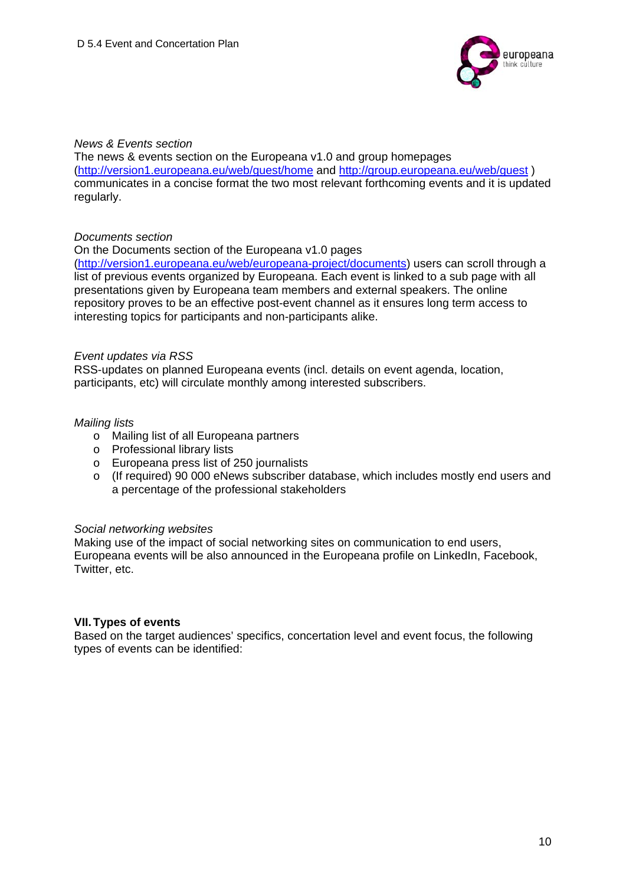*News & Events section*

The news & events section on the Europeana v1.0 and group homepages (http://version1.europeana.eu/web/guest/home and http://group.europeana.eu/web/guest ) communicates in a concise format the two most relevant forthcoming events and it is updated regularly.

*Documents section*

On the Documents section of the Europeana v1.0 pages (http://version1.europeana.eu/web/europeana-project/documents) users can scroll through a list of previous events organized by Europeana. Each event is linked to a sub page with all presentations given by Europeana team members and external speakers. The online repository proves to be an effective post-event channel as it ensures long term access to interesting topics for participants and non-participants alike.

*Event updates via RSS*

RSS-updates on planned Europeana events (incl. details on event agenda, location, participants, etc) will circulate monthly among interested subscribers.

*Mailing lists*

- Mailing list of all Europeana partners
- Professional library lists
- Europeana press list of 250 journalists
- (If required) 90 000 eNews subscriber database, which includes mostly end users and a percentage of the professional stakeholders

*Social networking websites*

Making use of the impact of social networking sites on communication to end users, Europeana events will be also announced in the Europeana profile on LinkedIn, Facebook, Twitter, etc.

## VII. Types of events

Based on the target audiences' specifics, concertation level and event focus, the following types of events can be identified: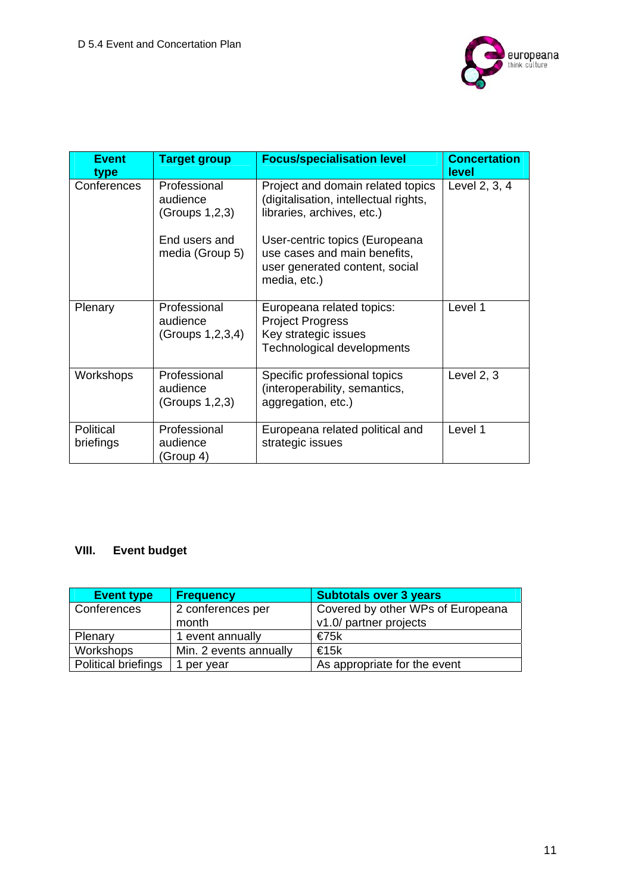| Event type | Target group | Focus/specialisation level | Concertation level |
|---|---|---|---|
| Conferences | Professional audience (Groups 1,2,3)<br><br>End users and media (Group 5) | Project and domain related topics (digitalisation, intellectual rights, libraries, archives, etc.)<br><br>User-centric topics (Europeana use cases and main benefits, user generated content, social media, etc.) | Level 2, 3, 4 |
| Plenary | Professional audience (Groups 1,2,3,4) | Europeana related topics:<br>Project Progress<br>Key strategic issues<br>Technological developments | Level 1 |
| Workshops | Professional audience (Groups 1,2,3) | Specific professional topics (interoperability, semantics, aggregation, etc.) | Level 2, 3 |
| Political briefings | Professional audience (Group 4) | Europeana related political and strategic issues | Level 1 |

## VIII. Event budget

| Event type | Frequency | Subtotals over 3 years |
|---|---|---|
| Conferences | 2 conferences per month | Covered by other WPs of Europeana v1.0/ partner projects |
| Plenary | 1 event annually | €75k |
| Workshops | Min. 2 events annually | €15k |
| Political briefings | 1 per year | As appropriate for the event |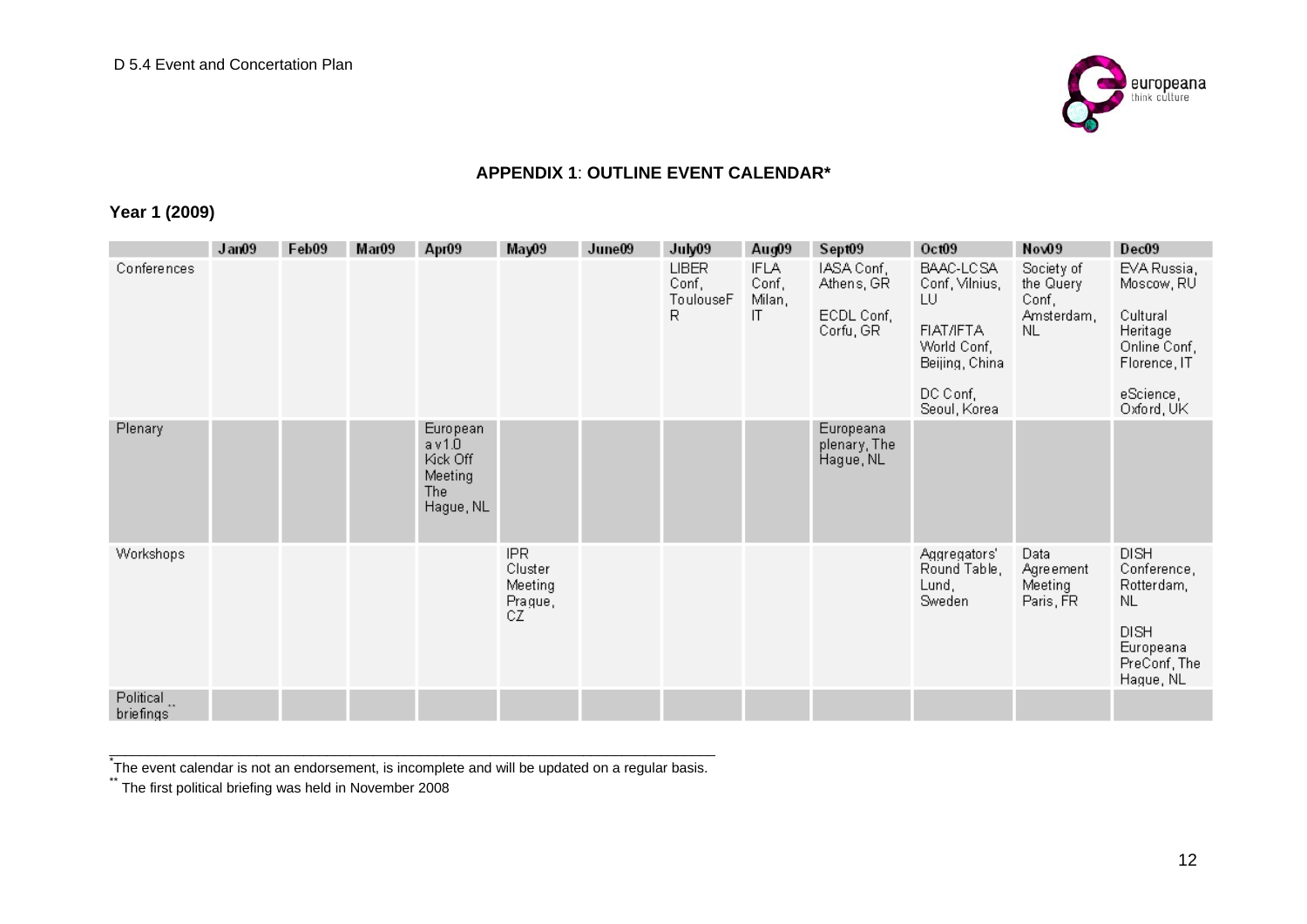**APPENDIX 1**: **OUTLINE EVENT CALENDAR***

**Year 1 (2009)**

| | Jan09 | Feb09 | Mar09 | Apr09 | May09 | June09 | July09 | Aug09 | Sept09 | Oct09 | Nov09 | Dec09 |
|---|---|---|---|---|---|---|---|---|---|---|---|---|
| Conferences | | | | | | | LIBER Conf, ToulouseFR | IFLA Conf, Milan, IT | IASA Conf, Athens, GR<br><br>ECDL Conf, Corfu, GR | BAAC-LCSA Conf, Vilnius, LU<br><br>FIAT/IFTA World Conf, Beijing, China<br><br>DC Conf, Seoul, Korea | Society of the Query Conf, Amsterdam, NL | EVA Russia, Moscow, RU<br><br>Cultural Heritage Online Conf, Florence, IT<br><br>eScience, Oxford, UK |
| Plenary | | | | Europeana v1.0 Kick Off Meeting The Hague, NL | | | | | Europeana plenary, The Hague, NL | | | |
| Workshops | | | | | IPR Cluster Meeting Prague, CZ | | | | | Aggregators' Round Table, Lund, Sweden | Data Agreement Meeting Paris, FR | DISH Conference, Rotterdam, NL<br><br>DISH Europeana PreConf, The Hague, NL |
| Political briefings** | | | | | | | | | | | | |

* The event calendar is not an endorsement, is incomplete and will be updated on a regular basis.

** The first political briefing was held in November 2008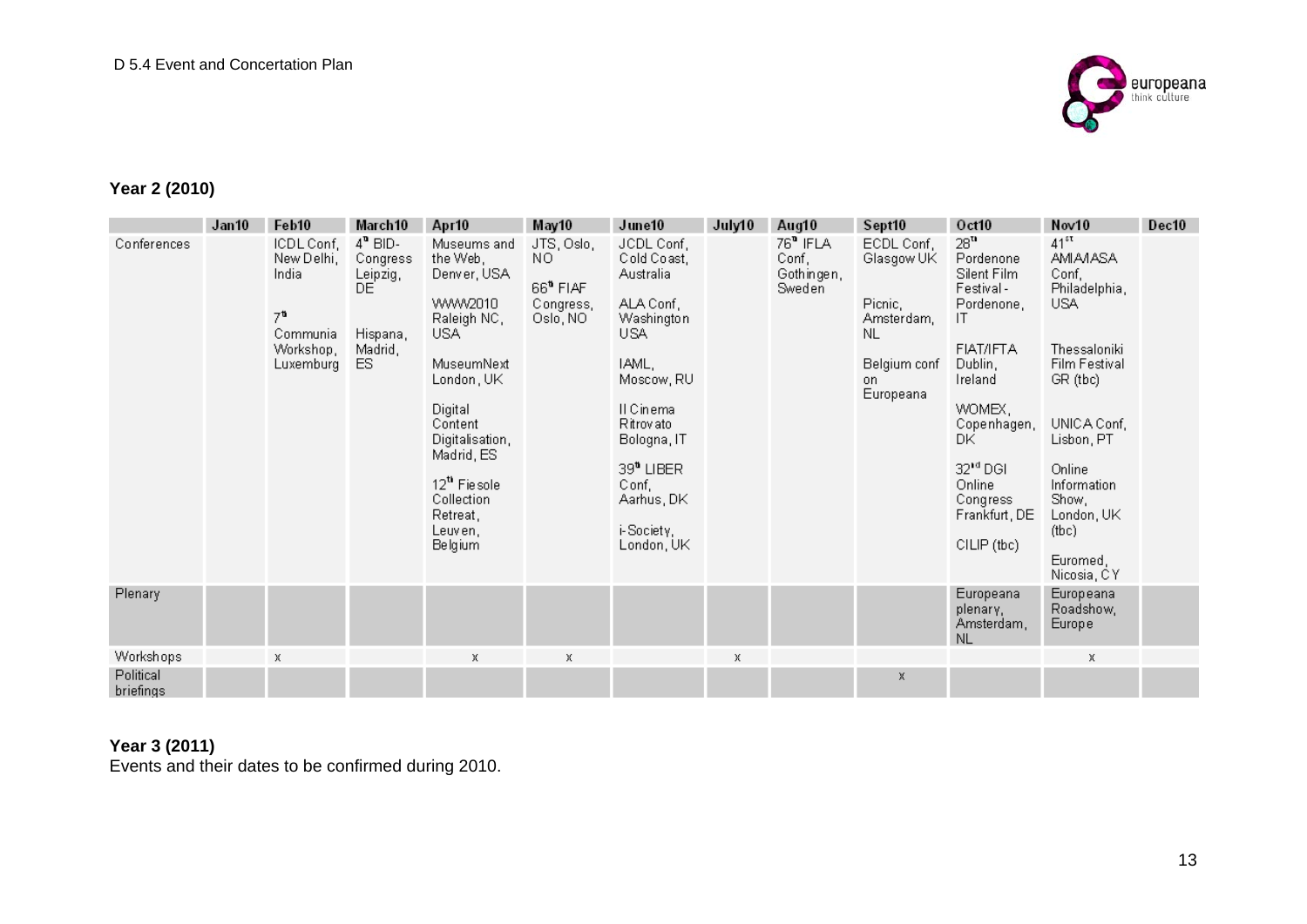## Year 2 (2010)

| | Jan10 | Feb10 | March10 | Apr10 | May10 | June10 | July10 | Aug10 | Sept10 | Oct10 | Nov10 | Dec10 |
|---|---|---|---|---|---|---|---|---|---|---|---|---|
| Conferences | | ICDL Conf, New Delhi, India<br><br>7th Communia Workshop, Luxemburg | 4th BID-Congress Leipzig, DE<br><br>Hispana, Madrid, ES | Museums and the Web, Denver, USA<br><br>WWW2010 Raleigh NC, USA<br><br>MuseumNext London, UK<br><br>Digital Content Digitalisation, Madrid, ES<br><br>12th Fiesole Collection Retreat, Leuven, Belgium | JTS, Oslo, NO<br><br>66th FIAF Congress, Oslo, NO | JCDL Conf, Cold Coast, Australia<br><br>ALA Conf, Washington USA<br><br>IAML, Moscow, RU<br><br>Il Cinema Ritrovato Bologna, IT<br><br>39th LIBER Conf, Aarhus, DK<br><br>i-Society, London, UK | | 76th IFLA Conf, Gothingen, Sweden | ECDL Conf, Glasgow UK<br><br>Picnic, Amsterdam, NL<br><br>Belgium conf on Europeana | 28th Pordenone Silent Film Festival - Pordenone, IT<br><br>FIAT/IFTA Dublin, Ireland<br><br>WOMEX, Copenhagen, DK<br><br>32nd DGI Online Congress Frankfurt, DE<br><br>CILIP (tbc) | 41st AMIA/IASA Conf, Philadelphia, USA<br><br>Thessaloniki Film Festival GR (tbc)<br><br>UNICA Conf, Lisbon, PT<br><br>Online Information Show, London, UK (tbc)<br><br>Euromed, Nicosia, CY | |
| Plenary | | | | | | | | | | Europeana plenary, Amsterdam, NL | Europeana Roadshow, Europe | |
| Workshops | | x | | x | x | | x | | | | x | |
| Political briefings | | | | | | | | | x | | | |

**Year 3 (2011)**
Events and their dates to be confirmed during 2010.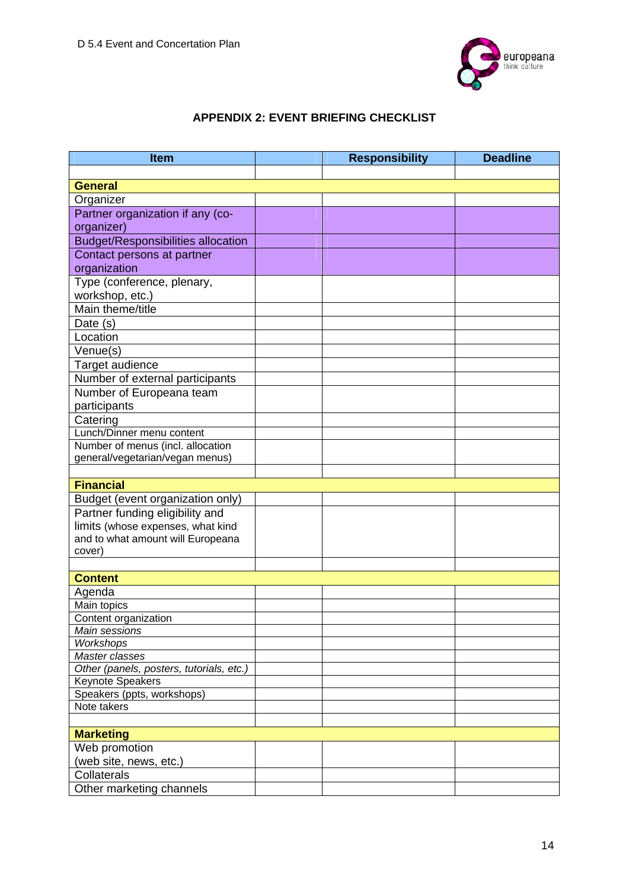## APPENDIX 2: EVENT BRIEFING CHECKLIST

| Item | | Responsibility | Deadline |
|---|---|---|---|
| | | | |
| **General** | | | |
| Organizer | | | |
| Partner organization if any (co-organizer) | | | |
| Budget/Responsibilities allocation | | | |
| Contact persons at partner organization | | | |
| Type (conference, plenary, workshop, etc.) | | | |
| Main theme/title | | | |
| Date (s) | | | |
| Location | | | |
| Venue(s) | | | |
| Target audience | | | |
| Number of external participants | | | |
| Number of Europeana team participants | | | |
| Catering | | | |
| Lunch/Dinner menu content | | | |
| Number of menus (incl. allocation general/vegetarian/vegan menus) | | | |
| | | | |
| **Financial** | | | |
| Budget (event organization only) | | | |
| Partner funding eligibility and limits (whose expenses, what kind and to what amount will Europeana cover) | | | |
| | | | |
| **Content** | | | |
| Agenda | | | |
| Main topics | | | |
| Content organization | | | |
| *Main sessions* | | | |
| *Workshops* | | | |
| *Master classes* | | | |
| *Other (panels, posters, tutorials, etc.)* | | | |
| Keynote Speakers | | | |
| Speakers (ppts, workshops) | | | |
| Note takers | | | |
| | | | |
| **Marketing** | | | |
| Web promotion (web site, news, etc.) | | | |
| Collaterals | | | |
| Other marketing channels | | | |